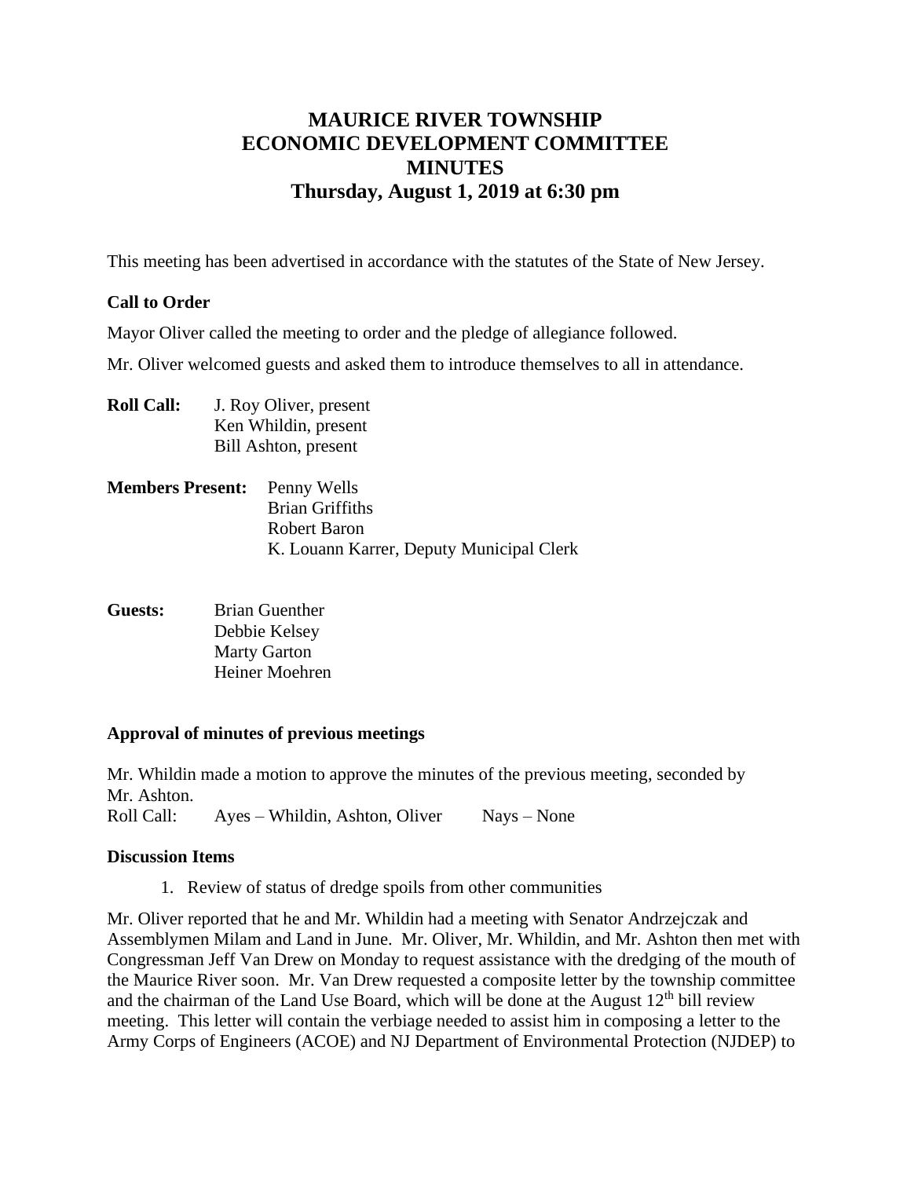# MAURICE RIVER TOWNSHIP
# ECONOMIC DEVELOPMENT COMMITTEE
# MINUTES
# Thursday, August 1, 2019 at 6:30 pm

This meeting has been advertised in accordance with the statutes of the State of New Jersey.

### Call to Order

Mayor Oliver called the meeting to order and the pledge of allegiance followed.

Mr. Oliver welcomed guests and asked them to introduce themselves to all in attendance.

**Roll Call:** J. Roy Oliver, present
Ken Whildin, present
Bill Ashton, present

**Members Present:** Penny Wells
Brian Griffiths
Robert Baron
K. Louann Karrer, Deputy Municipal Clerk

**Guests:** Brian Guenther
Debbie Kelsey
Marty Garton
Heiner Moehren

### Approval of minutes of previous meetings

Mr. Whildin made a motion to approve the minutes of the previous meeting, seconded by Mr. Ashton.
Roll Call: Ayes – Whildin, Ashton, Oliver Nays – None

### Discussion Items

1. Review of status of dredge spoils from other communities

Mr. Oliver reported that he and Mr. Whildin had a meeting with Senator Andrzejczak and Assemblymen Milam and Land in June. Mr. Oliver, Mr. Whildin, and Mr. Ashton then met with Congressman Jeff Van Drew on Monday to request assistance with the dredging of the mouth of the Maurice River soon. Mr. Van Drew requested a composite letter by the township committee and the chairman of the Land Use Board, which will be done at the August 12th bill review meeting. This letter will contain the verbiage needed to assist him in composing a letter to the Army Corps of Engineers (ACOE) and NJ Department of Environmental Protection (NJDEP) to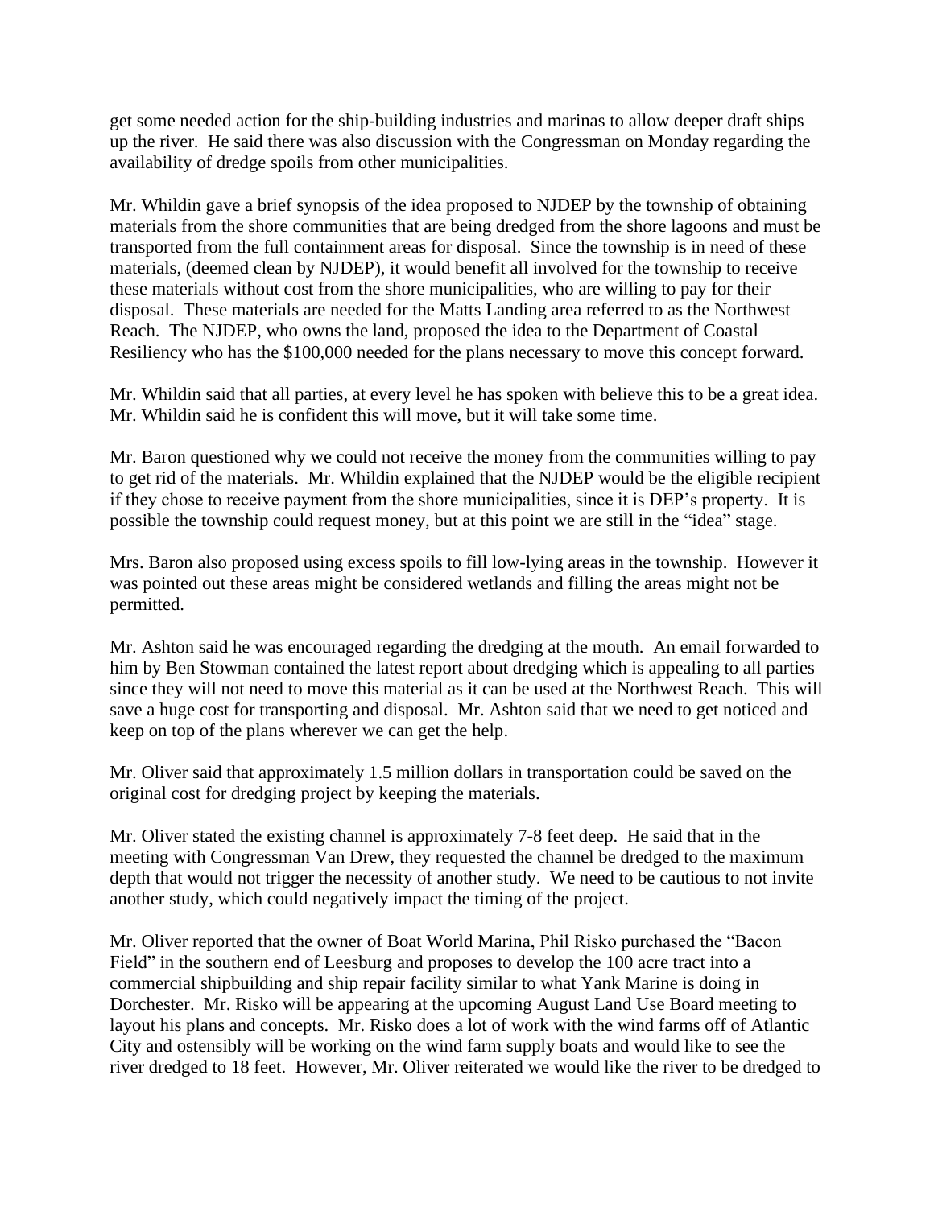get some needed action for the ship-building industries and marinas to allow deeper draft ships up the river. He said there was also discussion with the Congressman on Monday regarding the availability of dredge spoils from other municipalities.

Mr. Whildin gave a brief synopsis of the idea proposed to NJDEP by the township of obtaining materials from the shore communities that are being dredged from the shore lagoons and must be transported from the full containment areas for disposal. Since the township is in need of these materials, (deemed clean by NJDEP), it would benefit all involved for the township to receive these materials without cost from the shore municipalities, who are willing to pay for their disposal. These materials are needed for the Matts Landing area referred to as the Northwest Reach. The NJDEP, who owns the land, proposed the idea to the Department of Coastal Resiliency who has the $100,000 needed for the plans necessary to move this concept forward.

Mr. Whildin said that all parties, at every level he has spoken with believe this to be a great idea. Mr. Whildin said he is confident this will move, but it will take some time.

Mr. Baron questioned why we could not receive the money from the communities willing to pay to get rid of the materials. Mr. Whildin explained that the NJDEP would be the eligible recipient if they chose to receive payment from the shore municipalities, since it is DEP's property. It is possible the township could request money, but at this point we are still in the "idea" stage.

Mrs. Baron also proposed using excess spoils to fill low-lying areas in the township. However it was pointed out these areas might be considered wetlands and filling the areas might not be permitted.

Mr. Ashton said he was encouraged regarding the dredging at the mouth. An email forwarded to him by Ben Stowman contained the latest report about dredging which is appealing to all parties since they will not need to move this material as it can be used at the Northwest Reach. This will save a huge cost for transporting and disposal. Mr. Ashton said that we need to get noticed and keep on top of the plans wherever we can get the help.

Mr. Oliver said that approximately 1.5 million dollars in transportation could be saved on the original cost for dredging project by keeping the materials.

Mr. Oliver stated the existing channel is approximately 7-8 feet deep. He said that in the meeting with Congressman Van Drew, they requested the channel be dredged to the maximum depth that would not trigger the necessity of another study. We need to be cautious to not invite another study, which could negatively impact the timing of the project.

Mr. Oliver reported that the owner of Boat World Marina, Phil Risko purchased the "Bacon Field" in the southern end of Leesburg and proposes to develop the 100 acre tract into a commercial shipbuilding and ship repair facility similar to what Yank Marine is doing in Dorchester. Mr. Risko will be appearing at the upcoming August Land Use Board meeting to layout his plans and concepts. Mr. Risko does a lot of work with the wind farms off of Atlantic City and ostensibly will be working on the wind farm supply boats and would like to see the river dredged to 18 feet. However, Mr. Oliver reiterated we would like the river to be dredged to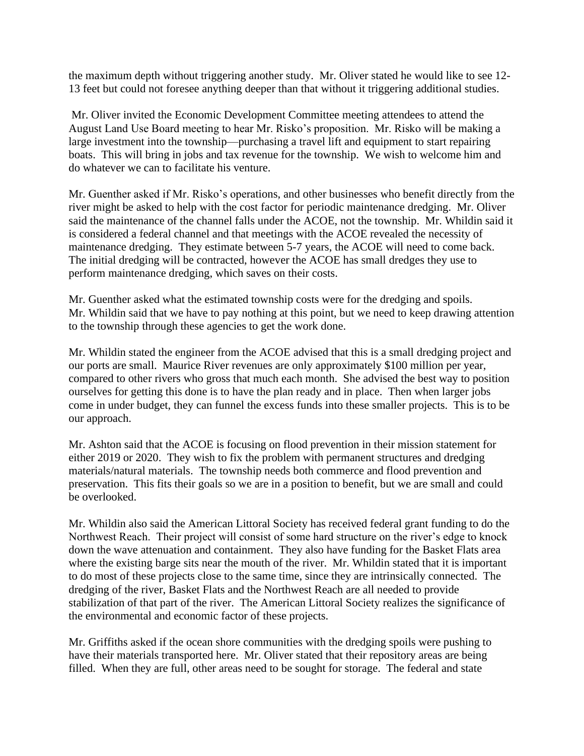the maximum depth without triggering another study. Mr. Oliver stated he would like to see 12-13 feet but could not foresee anything deeper than that without it triggering additional studies.

Mr. Oliver invited the Economic Development Committee meeting attendees to attend the August Land Use Board meeting to hear Mr. Risko's proposition. Mr. Risko will be making a large investment into the township—purchasing a travel lift and equipment to start repairing boats. This will bring in jobs and tax revenue for the township. We wish to welcome him and do whatever we can to facilitate his venture.

Mr. Guenther asked if Mr. Risko's operations, and other businesses who benefit directly from the river might be asked to help with the cost factor for periodic maintenance dredging. Mr. Oliver said the maintenance of the channel falls under the ACOE, not the township. Mr. Whildin said it is considered a federal channel and that meetings with the ACOE revealed the necessity of maintenance dredging. They estimate between 5-7 years, the ACOE will need to come back. The initial dredging will be contracted, however the ACOE has small dredges they use to perform maintenance dredging, which saves on their costs.

Mr. Guenther asked what the estimated township costs were for the dredging and spoils. Mr. Whildin said that we have to pay nothing at this point, but we need to keep drawing attention to the township through these agencies to get the work done.

Mr. Whildin stated the engineer from the ACOE advised that this is a small dredging project and our ports are small. Maurice River revenues are only approximately $100 million per year, compared to other rivers who gross that much each month. She advised the best way to position ourselves for getting this done is to have the plan ready and in place. Then when larger jobs come in under budget, they can funnel the excess funds into these smaller projects. This is to be our approach.

Mr. Ashton said that the ACOE is focusing on flood prevention in their mission statement for either 2019 or 2020. They wish to fix the problem with permanent structures and dredging materials/natural materials. The township needs both commerce and flood prevention and preservation. This fits their goals so we are in a position to benefit, but we are small and could be overlooked.

Mr. Whildin also said the American Littoral Society has received federal grant funding to do the Northwest Reach. Their project will consist of some hard structure on the river's edge to knock down the wave attenuation and containment. They also have funding for the Basket Flats area where the existing barge sits near the mouth of the river. Mr. Whildin stated that it is important to do most of these projects close to the same time, since they are intrinsically connected. The dredging of the river, Basket Flats and the Northwest Reach are all needed to provide stabilization of that part of the river. The American Littoral Society realizes the significance of the environmental and economic factor of these projects.

Mr. Griffiths asked if the ocean shore communities with the dredging spoils were pushing to have their materials transported here. Mr. Oliver stated that their repository areas are being filled. When they are full, other areas need to be sought for storage. The federal and state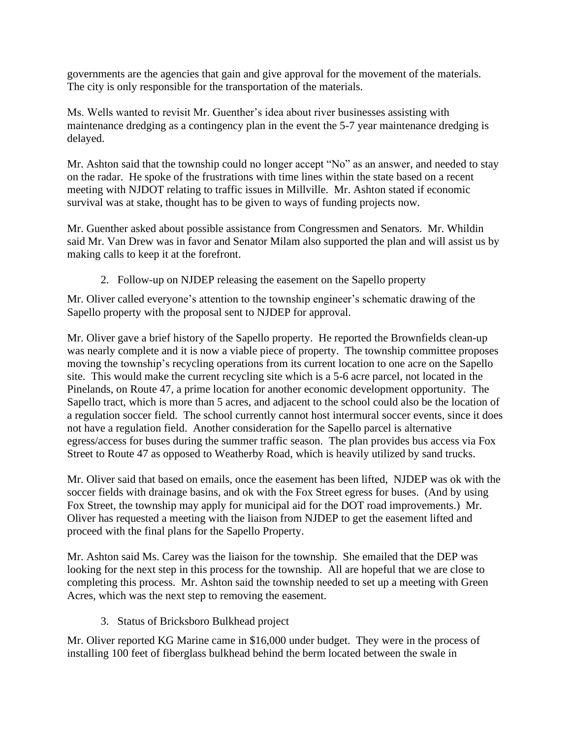governments are the agencies that gain and give approval for the movement of the materials. The city is only responsible for the transportation of the materials.

Ms. Wells wanted to revisit Mr. Guenther's idea about river businesses assisting with maintenance dredging as a contingency plan in the event the 5-7 year maintenance dredging is delayed.

Mr. Ashton said that the township could no longer accept "No" as an answer, and needed to stay on the radar. He spoke of the frustrations with time lines within the state based on a recent meeting with NJDOT relating to traffic issues in Millville. Mr. Ashton stated if economic survival was at stake, thought has to be given to ways of funding projects now.

Mr. Guenther asked about possible assistance from Congressmen and Senators. Mr. Whildin said Mr. Van Drew was in favor and Senator Milam also supported the plan and will assist us by making calls to keep it at the forefront.

2. Follow-up on NJDEP releasing the easement on the Sapello property

Mr. Oliver called everyone's attention to the township engineer's schematic drawing of the Sapello property with the proposal sent to NJDEP for approval.

Mr. Oliver gave a brief history of the Sapello property. He reported the Brownfields clean-up was nearly complete and it is now a viable piece of property. The township committee proposes moving the township's recycling operations from its current location to one acre on the Sapello site. This would make the current recycling site which is a 5-6 acre parcel, not located in the Pinelands, on Route 47, a prime location for another economic development opportunity. The Sapello tract, which is more than 5 acres, and adjacent to the school could also be the location of a regulation soccer field. The school currently cannot host intermural soccer events, since it does not have a regulation field. Another consideration for the Sapello parcel is alternative egress/access for buses during the summer traffic season. The plan provides bus access via Fox Street to Route 47 as opposed to Weatherby Road, which is heavily utilized by sand trucks.

Mr. Oliver said that based on emails, once the easement has been lifted, NJDEP was ok with the soccer fields with drainage basins, and ok with the Fox Street egress for buses. (And by using Fox Street, the township may apply for municipal aid for the DOT road improvements.) Mr. Oliver has requested a meeting with the liaison from NJDEP to get the easement lifted and proceed with the final plans for the Sapello Property.

Mr. Ashton said Ms. Carey was the liaison for the township. She emailed that the DEP was looking for the next step in this process for the township. All are hopeful that we are close to completing this process. Mr. Ashton said the township needed to set up a meeting with Green Acres, which was the next step to removing the easement.

3. Status of Bricksboro Bulkhead project

Mr. Oliver reported KG Marine came in $16,000 under budget. They were in the process of installing 100 feet of fiberglass bulkhead behind the berm located between the swale in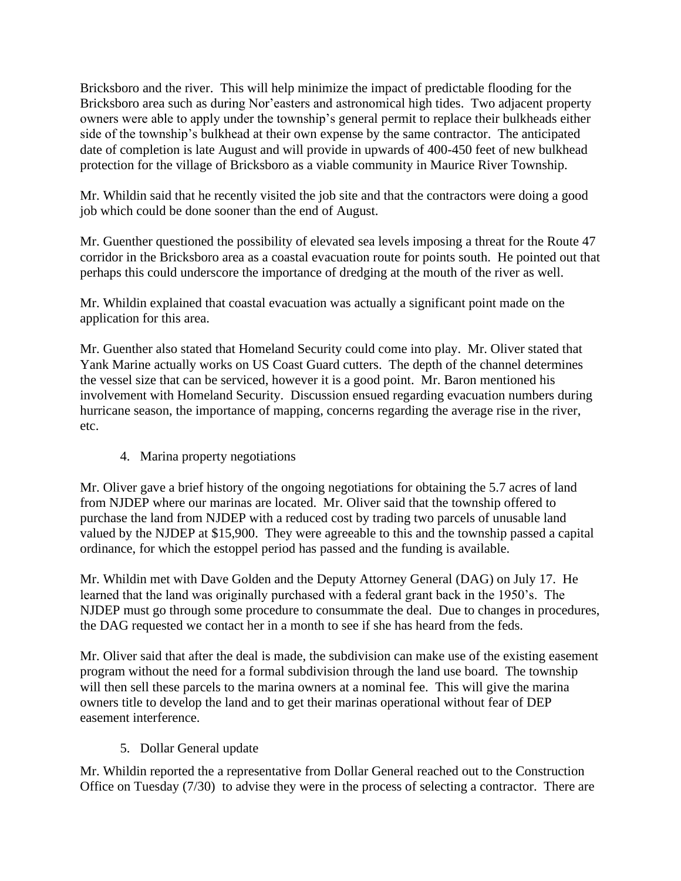Bricksboro and the river.  This will help minimize the impact of predictable flooding for the Bricksboro area such as during Nor'easters and astronomical high tides.  Two adjacent property owners were able to apply under the township's general permit to replace their bulkheads either side of the township's bulkhead at their own expense by the same contractor.  The anticipated date of completion is late August and will provide in upwards of 400-450 feet of new bulkhead protection for the village of Bricksboro as a viable community in Maurice River Township.

Mr. Whildin said that he recently visited the job site and that the contractors were doing a good job which could be done sooner than the end of August.

Mr. Guenther questioned the possibility of elevated sea levels imposing a threat for the Route 47 corridor in the Bricksboro area as a coastal evacuation route for points south.  He pointed out that perhaps this could underscore the importance of dredging at the mouth of the river as well.

Mr. Whildin explained that coastal evacuation was actually a significant point made on the application for this area.

Mr. Guenther also stated that Homeland Security could come into play.  Mr. Oliver stated that Yank Marine actually works on US Coast Guard cutters.  The depth of the channel determines the vessel size that can be serviced, however it is a good point.  Mr. Baron mentioned his involvement with Homeland Security.  Discussion ensued regarding evacuation numbers during hurricane season, the importance of mapping, concerns regarding the average rise in the river, etc.

4. Marina property negotiations

Mr. Oliver gave a brief history of the ongoing negotiations for obtaining the 5.7 acres of land from NJDEP where our marinas are located.  Mr. Oliver said that the township offered to purchase the land from NJDEP with a reduced cost by trading two parcels of unusable land valued by the NJDEP at $15,900.  They were agreeable to this and the township passed a capital ordinance, for which the estoppel period has passed and the funding is available.

Mr. Whildin met with Dave Golden and the Deputy Attorney General (DAG) on July 17.  He learned that the land was originally purchased with a federal grant back in the 1950's.  The NJDEP must go through some procedure to consummate the deal.  Due to changes in procedures, the DAG requested we contact her in a month to see if she has heard from the feds.

Mr. Oliver said that after the deal is made, the subdivision can make use of the existing easement program without the need for a formal subdivision through the land use board.  The township will then sell these parcels to the marina owners at a nominal fee.  This will give the marina owners title to develop the land and to get their marinas operational without fear of DEP easement interference.

5. Dollar General update

Mr. Whildin reported the a representative from Dollar General reached out to the Construction Office on Tuesday (7/30)  to advise they were in the process of selecting a contractor.  There are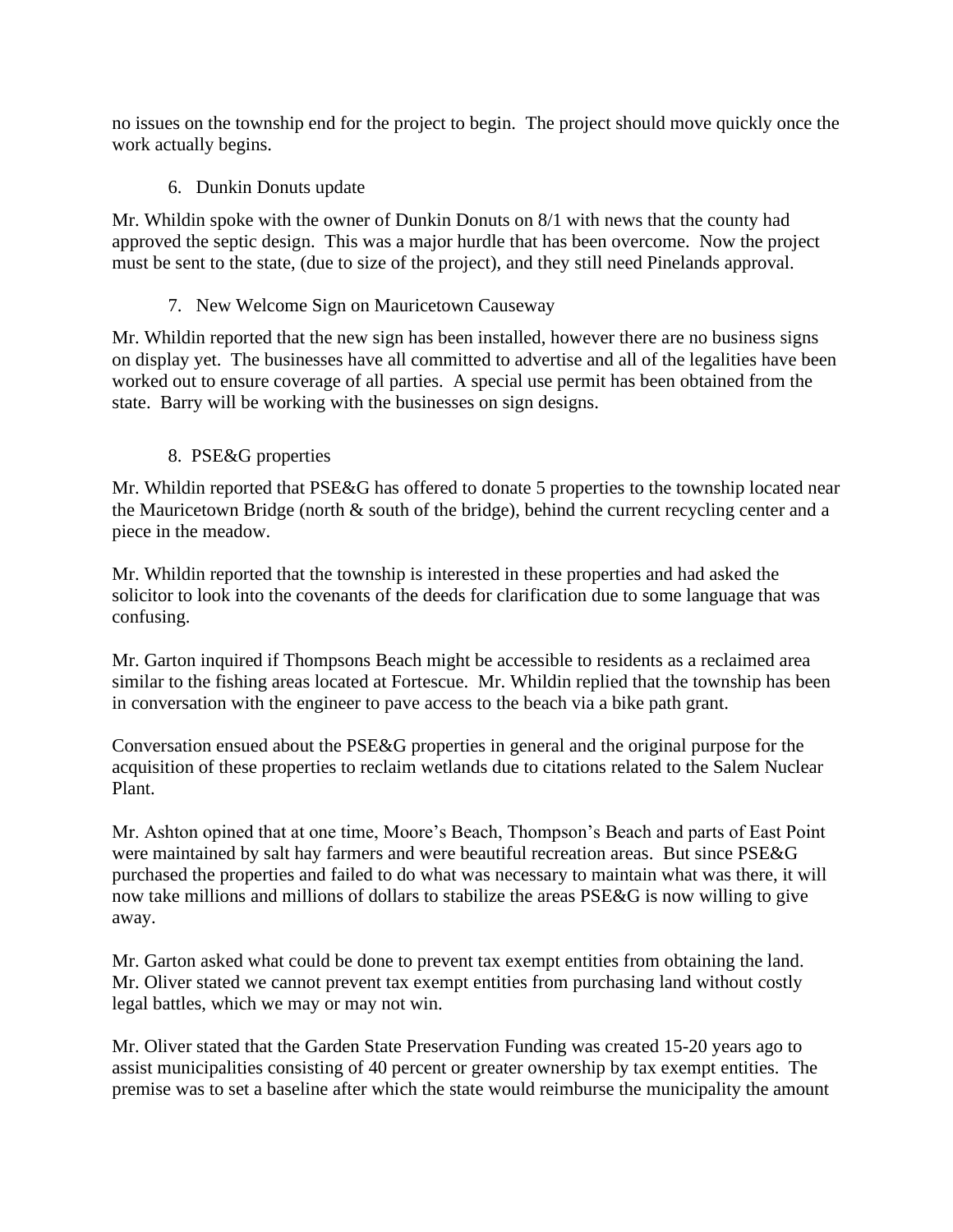no issues on the township end for the project to begin. The project should move quickly once the work actually begins.

6. Dunkin Donuts update

Mr. Whildin spoke with the owner of Dunkin Donuts on 8/1 with news that the county had approved the septic design. This was a major hurdle that has been overcome. Now the project must be sent to the state, (due to size of the project), and they still need Pinelands approval.

7. New Welcome Sign on Mauricetown Causeway

Mr. Whildin reported that the new sign has been installed, however there are no business signs on display yet. The businesses have all committed to advertise and all of the legalities have been worked out to ensure coverage of all parties. A special use permit has been obtained from the state. Barry will be working with the businesses on sign designs.

8. PSE&G properties

Mr. Whildin reported that PSE&G has offered to donate 5 properties to the township located near the Mauricetown Bridge (north & south of the bridge), behind the current recycling center and a piece in the meadow.

Mr. Whildin reported that the township is interested in these properties and had asked the solicitor to look into the covenants of the deeds for clarification due to some language that was confusing.

Mr. Garton inquired if Thompsons Beach might be accessible to residents as a reclaimed area similar to the fishing areas located at Fortescue. Mr. Whildin replied that the township has been in conversation with the engineer to pave access to the beach via a bike path grant.

Conversation ensued about the PSE&G properties in general and the original purpose for the acquisition of these properties to reclaim wetlands due to citations related to the Salem Nuclear Plant.

Mr. Ashton opined that at one time, Moore's Beach, Thompson's Beach and parts of East Point were maintained by salt hay farmers and were beautiful recreation areas. But since PSE&G purchased the properties and failed to do what was necessary to maintain what was there, it will now take millions and millions of dollars to stabilize the areas PSE&G is now willing to give away.

Mr. Garton asked what could be done to prevent tax exempt entities from obtaining the land. Mr. Oliver stated we cannot prevent tax exempt entities from purchasing land without costly legal battles, which we may or may not win.

Mr. Oliver stated that the Garden State Preservation Funding was created 15-20 years ago to assist municipalities consisting of 40 percent or greater ownership by tax exempt entities. The premise was to set a baseline after which the state would reimburse the municipality the amount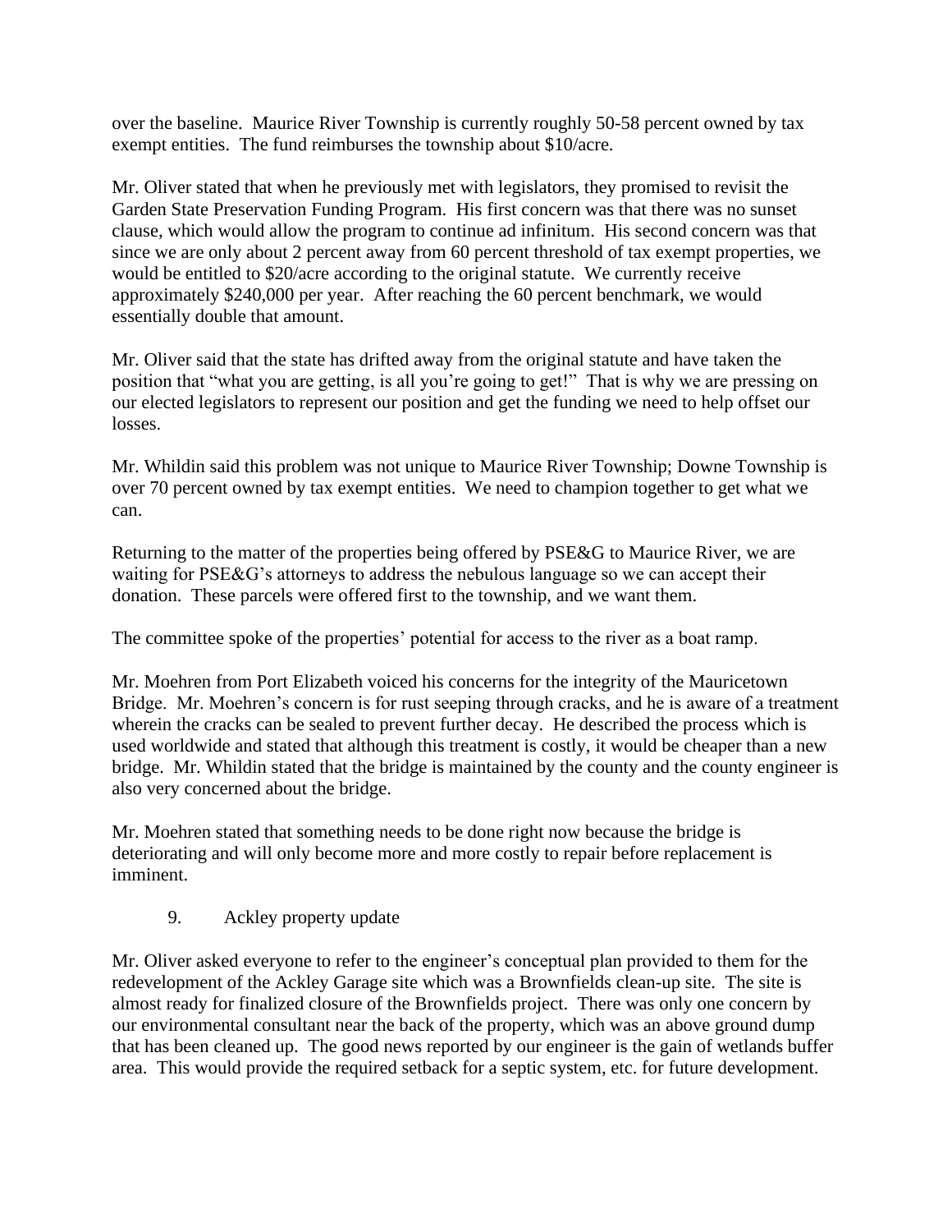over the baseline. Maurice River Township is currently roughly 50-58 percent owned by tax exempt entities. The fund reimburses the township about $10/acre.

Mr. Oliver stated that when he previously met with legislators, they promised to revisit the Garden State Preservation Funding Program. His first concern was that there was no sunset clause, which would allow the program to continue ad infinitum. His second concern was that since we are only about 2 percent away from 60 percent threshold of tax exempt properties, we would be entitled to $20/acre according to the original statute. We currently receive approximately $240,000 per year. After reaching the 60 percent benchmark, we would essentially double that amount.

Mr. Oliver said that the state has drifted away from the original statute and have taken the position that "what you are getting, is all you're going to get!" That is why we are pressing on our elected legislators to represent our position and get the funding we need to help offset our losses.

Mr. Whildin said this problem was not unique to Maurice River Township; Downe Township is over 70 percent owned by tax exempt entities. We need to champion together to get what we can.

Returning to the matter of the properties being offered by PSE&G to Maurice River, we are waiting for PSE&G's attorneys to address the nebulous language so we can accept their donation. These parcels were offered first to the township, and we want them.

The committee spoke of the properties' potential for access to the river as a boat ramp.

Mr. Moehren from Port Elizabeth voiced his concerns for the integrity of the Mauricetown Bridge. Mr. Moehren's concern is for rust seeping through cracks, and he is aware of a treatment wherein the cracks can be sealed to prevent further decay. He described the process which is used worldwide and stated that although this treatment is costly, it would be cheaper than a new bridge. Mr. Whildin stated that the bridge is maintained by the county and the county engineer is also very concerned about the bridge.

Mr. Moehren stated that something needs to be done right now because the bridge is deteriorating and will only become more and more costly to repair before replacement is imminent.

9. Ackley property update

Mr. Oliver asked everyone to refer to the engineer's conceptual plan provided to them for the redevelopment of the Ackley Garage site which was a Brownfields clean-up site. The site is almost ready for finalized closure of the Brownfields project. There was only one concern by our environmental consultant near the back of the property, which was an above ground dump that has been cleaned up. The good news reported by our engineer is the gain of wetlands buffer area. This would provide the required setback for a septic system, etc. for future development.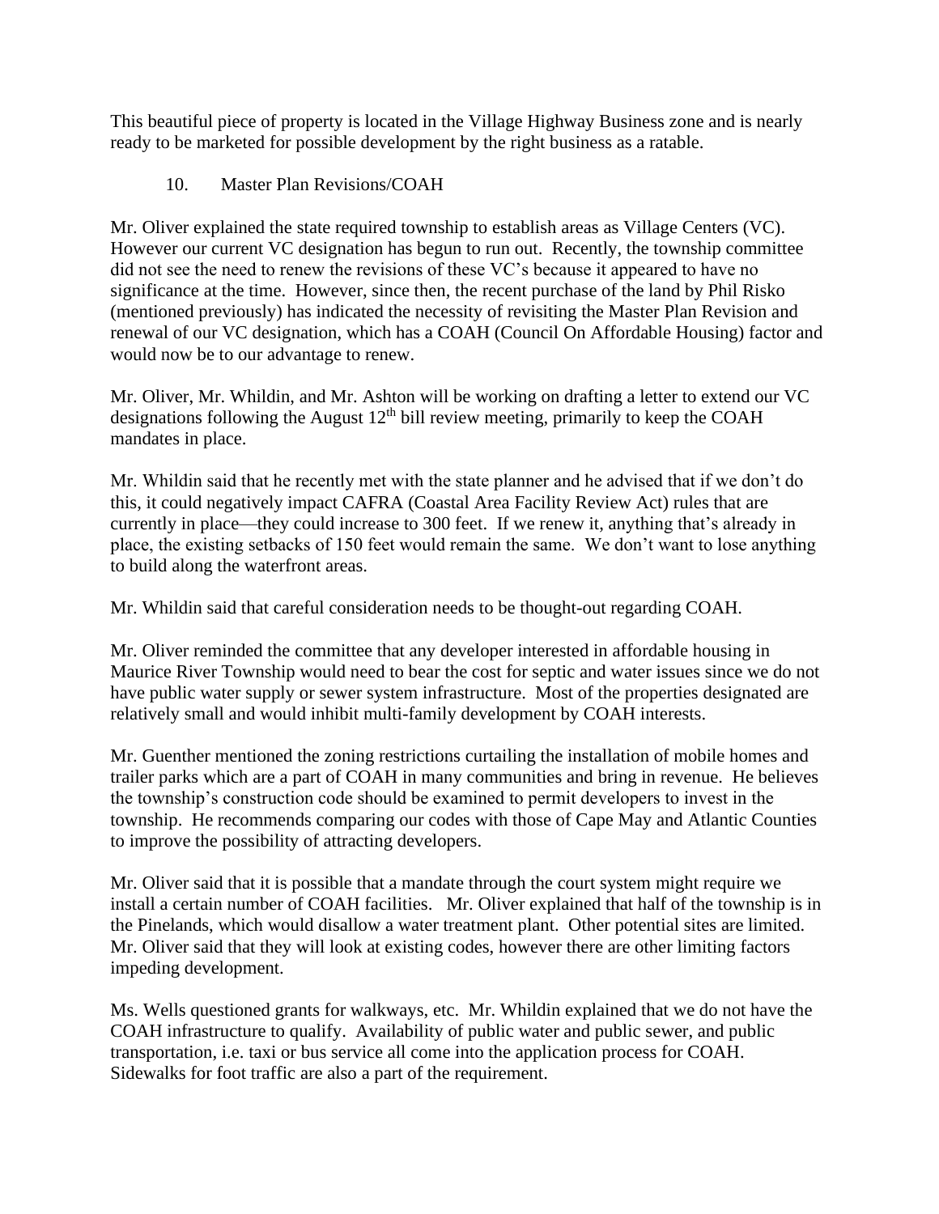This beautiful piece of property is located in the Village Highway Business zone and is nearly ready to be marketed for possible development by the right business as a ratable.

10. Master Plan Revisions/COAH

Mr. Oliver explained the state required township to establish areas as Village Centers (VC). However our current VC designation has begun to run out. Recently, the township committee did not see the need to renew the revisions of these VC's because it appeared to have no significance at the time. However, since then, the recent purchase of the land by Phil Risko (mentioned previously) has indicated the necessity of revisiting the Master Plan Revision and renewal of our VC designation, which has a COAH (Council On Affordable Housing) factor and would now be to our advantage to renew.

Mr. Oliver, Mr. Whildin, and Mr. Ashton will be working on drafting a letter to extend our VC designations following the August 12th bill review meeting, primarily to keep the COAH mandates in place.

Mr. Whildin said that he recently met with the state planner and he advised that if we don't do this, it could negatively impact CAFRA (Coastal Area Facility Review Act) rules that are currently in place—they could increase to 300 feet. If we renew it, anything that's already in place, the existing setbacks of 150 feet would remain the same. We don't want to lose anything to build along the waterfront areas.

Mr. Whildin said that careful consideration needs to be thought-out regarding COAH.

Mr. Oliver reminded the committee that any developer interested in affordable housing in Maurice River Township would need to bear the cost for septic and water issues since we do not have public water supply or sewer system infrastructure. Most of the properties designated are relatively small and would inhibit multi-family development by COAH interests.

Mr. Guenther mentioned the zoning restrictions curtailing the installation of mobile homes and trailer parks which are a part of COAH in many communities and bring in revenue. He believes the township's construction code should be examined to permit developers to invest in the township. He recommends comparing our codes with those of Cape May and Atlantic Counties to improve the possibility of attracting developers.

Mr. Oliver said that it is possible that a mandate through the court system might require we install a certain number of COAH facilities. Mr. Oliver explained that half of the township is in the Pinelands, which would disallow a water treatment plant. Other potential sites are limited. Mr. Oliver said that they will look at existing codes, however there are other limiting factors impeding development.

Ms. Wells questioned grants for walkways, etc. Mr. Whildin explained that we do not have the COAH infrastructure to qualify. Availability of public water and public sewer, and public transportation, i.e. taxi or bus service all come into the application process for COAH. Sidewalks for foot traffic are also a part of the requirement.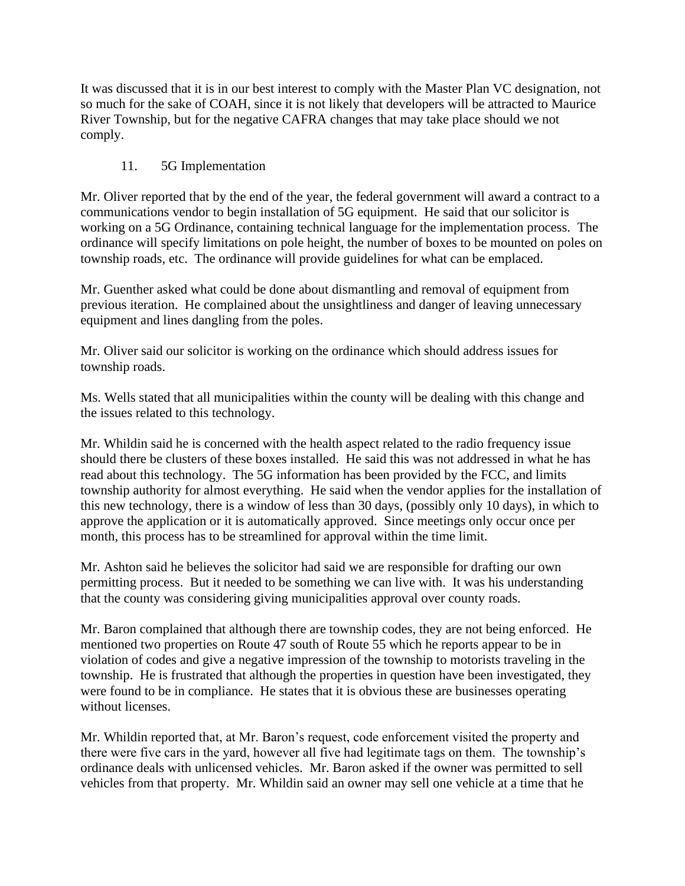It was discussed that it is in our best interest to comply with the Master Plan VC designation, not so much for the sake of COAH, since it is not likely that developers will be attracted to Maurice River Township, but for the negative CAFRA changes that may take place should we not comply.

11. 5G Implementation

Mr. Oliver reported that by the end of the year, the federal government will award a contract to a communications vendor to begin installation of 5G equipment. He said that our solicitor is working on a 5G Ordinance, containing technical language for the implementation process. The ordinance will specify limitations on pole height, the number of boxes to be mounted on poles on township roads, etc. The ordinance will provide guidelines for what can be emplaced.

Mr. Guenther asked what could be done about dismantling and removal of equipment from previous iteration. He complained about the unsightliness and danger of leaving unnecessary equipment and lines dangling from the poles.

Mr. Oliver said our solicitor is working on the ordinance which should address issues for township roads.

Ms. Wells stated that all municipalities within the county will be dealing with this change and the issues related to this technology.

Mr. Whildin said he is concerned with the health aspect related to the radio frequency issue should there be clusters of these boxes installed. He said this was not addressed in what he has read about this technology. The 5G information has been provided by the FCC, and limits township authority for almost everything. He said when the vendor applies for the installation of this new technology, there is a window of less than 30 days, (possibly only 10 days), in which to approve the application or it is automatically approved. Since meetings only occur once per month, this process has to be streamlined for approval within the time limit.

Mr. Ashton said he believes the solicitor had said we are responsible for drafting our own permitting process. But it needed to be something we can live with. It was his understanding that the county was considering giving municipalities approval over county roads.

Mr. Baron complained that although there are township codes, they are not being enforced. He mentioned two properties on Route 47 south of Route 55 which he reports appear to be in violation of codes and give a negative impression of the township to motorists traveling in the township. He is frustrated that although the properties in question have been investigated, they were found to be in compliance. He states that it is obvious these are businesses operating without licenses.

Mr. Whildin reported that, at Mr. Baron's request, code enforcement visited the property and there were five cars in the yard, however all five had legitimate tags on them. The township's ordinance deals with unlicensed vehicles. Mr. Baron asked if the owner was permitted to sell vehicles from that property. Mr. Whildin said an owner may sell one vehicle at a time that he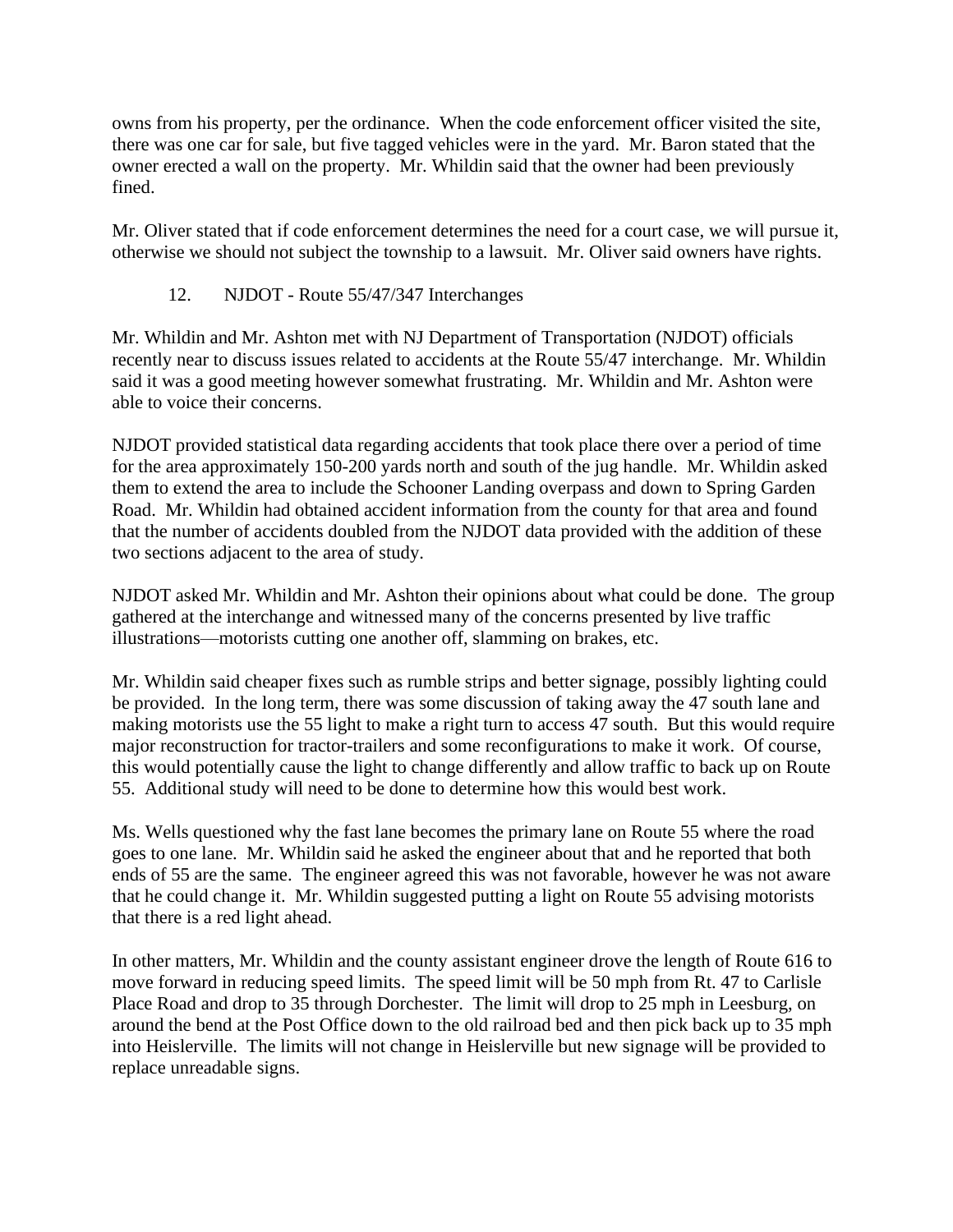owns from his property, per the ordinance. When the code enforcement officer visited the site, there was one car for sale, but five tagged vehicles were in the yard. Mr. Baron stated that the owner erected a wall on the property. Mr. Whildin said that the owner had been previously fined.

Mr. Oliver stated that if code enforcement determines the need for a court case, we will pursue it, otherwise we should not subject the township to a lawsuit. Mr. Oliver said owners have rights.

12. NJDOT - Route 55/47/347 Interchanges

Mr. Whildin and Mr. Ashton met with NJ Department of Transportation (NJDOT) officials recently near to discuss issues related to accidents at the Route 55/47 interchange. Mr. Whildin said it was a good meeting however somewhat frustrating. Mr. Whildin and Mr. Ashton were able to voice their concerns.

NJDOT provided statistical data regarding accidents that took place there over a period of time for the area approximately 150-200 yards north and south of the jug handle. Mr. Whildin asked them to extend the area to include the Schooner Landing overpass and down to Spring Garden Road. Mr. Whildin had obtained accident information from the county for that area and found that the number of accidents doubled from the NJDOT data provided with the addition of these two sections adjacent to the area of study.

NJDOT asked Mr. Whildin and Mr. Ashton their opinions about what could be done. The group gathered at the interchange and witnessed many of the concerns presented by live traffic illustrations—motorists cutting one another off, slamming on brakes, etc.

Mr. Whildin said cheaper fixes such as rumble strips and better signage, possibly lighting could be provided. In the long term, there was some discussion of taking away the 47 south lane and making motorists use the 55 light to make a right turn to access 47 south. But this would require major reconstruction for tractor-trailers and some reconfigurations to make it work. Of course, this would potentially cause the light to change differently and allow traffic to back up on Route 55. Additional study will need to be done to determine how this would best work.

Ms. Wells questioned why the fast lane becomes the primary lane on Route 55 where the road goes to one lane. Mr. Whildin said he asked the engineer about that and he reported that both ends of 55 are the same. The engineer agreed this was not favorable, however he was not aware that he could change it. Mr. Whildin suggested putting a light on Route 55 advising motorists that there is a red light ahead.

In other matters, Mr. Whildin and the county assistant engineer drove the length of Route 616 to move forward in reducing speed limits. The speed limit will be 50 mph from Rt. 47 to Carlisle Place Road and drop to 35 through Dorchester. The limit will drop to 25 mph in Leesburg, on around the bend at the Post Office down to the old railroad bed and then pick back up to 35 mph into Heislerville. The limits will not change in Heislerville but new signage will be provided to replace unreadable signs.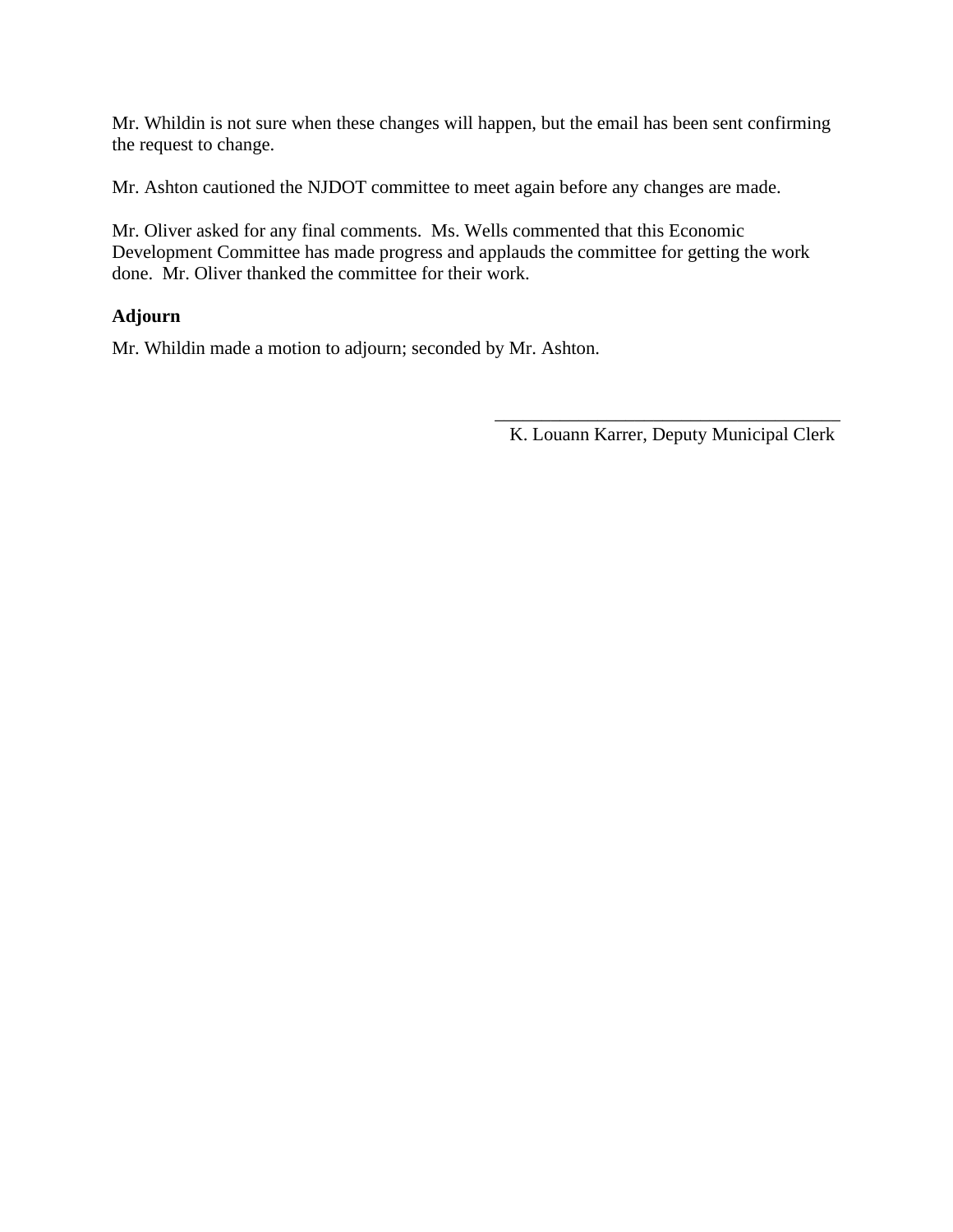Mr. Whildin is not sure when these changes will happen, but the email has been sent confirming the request to change.

Mr. Ashton cautioned the NJDOT committee to meet again before any changes are made.

Mr. Oliver asked for any final comments. Ms. Wells commented that this Economic Development Committee has made progress and applauds the committee for getting the work done. Mr. Oliver thanked the committee for their work.

**Adjourn**

Mr. Whildin made a motion to adjourn; seconded by Mr. Ashton.

\_\_\_\_\_\_\_\_\_\_\_\_\_\_\_\_\_\_\_\_\_\_\_\_\_\_\_\_\_\_\_\_\_\_\_\_\_\_\_\_

K. Louann Karrer, Deputy Municipal Clerk